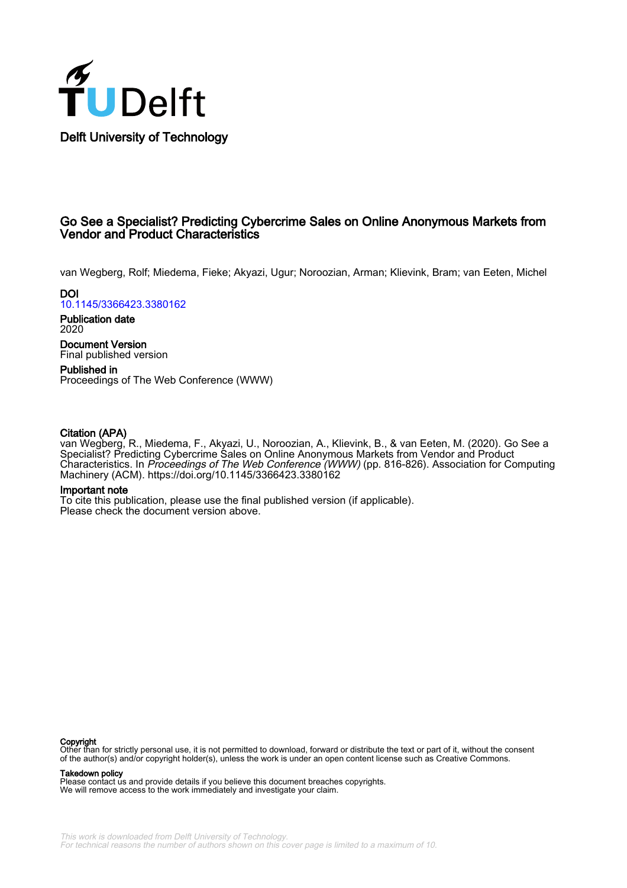Delft University of Technology

# Go See a Specialist? Predicting Cybercrime Sales on Online Anonymous Markets from Vendor and Product Characteristics

van Wegberg, Rolf; Miedema, Fieke; Akyazi, Ugur; Noroozian, Arman; Klievink, Bram; van Eeten, Michel

**DOI**
10.1145/3366423.3380162

**Publication date**
2020

**Document Version**
Final published version

**Published in**
Proceedings of The Web Conference (WWW)

**Citation (APA)**
van Wegberg, R., Miedema, F., Akyazi, U., Noroozian, A., Klievink, B., & van Eeten, M. (2020). Go See a Specialist? Predicting Cybercrime Sales on Online Anonymous Markets from Vendor and Product Characteristics. In *Proceedings of The Web Conference (WWW)* (pp. 816-826). Association for Computing Machinery (ACM). https://doi.org/10.1145/3366423.3380162

**Important note**
To cite this publication, please use the final published version (if applicable).
Please check the document version above.

**Copyright**
Other than for strictly personal use, it is not permitted to download, forward or distribute the text or part of it, without the consent of the author(s) and/or copyright holder(s), unless the work is under an open content license such as Creative Commons.

**Takedown policy**
Please contact us and provide details if you believe this document breaches copyrights.
We will remove access to the work immediately and investigate your claim.

*This work is downloaded from Delft University of Technology.*
*For technical reasons the number of authors shown on this cover page is limited to a maximum of 10.*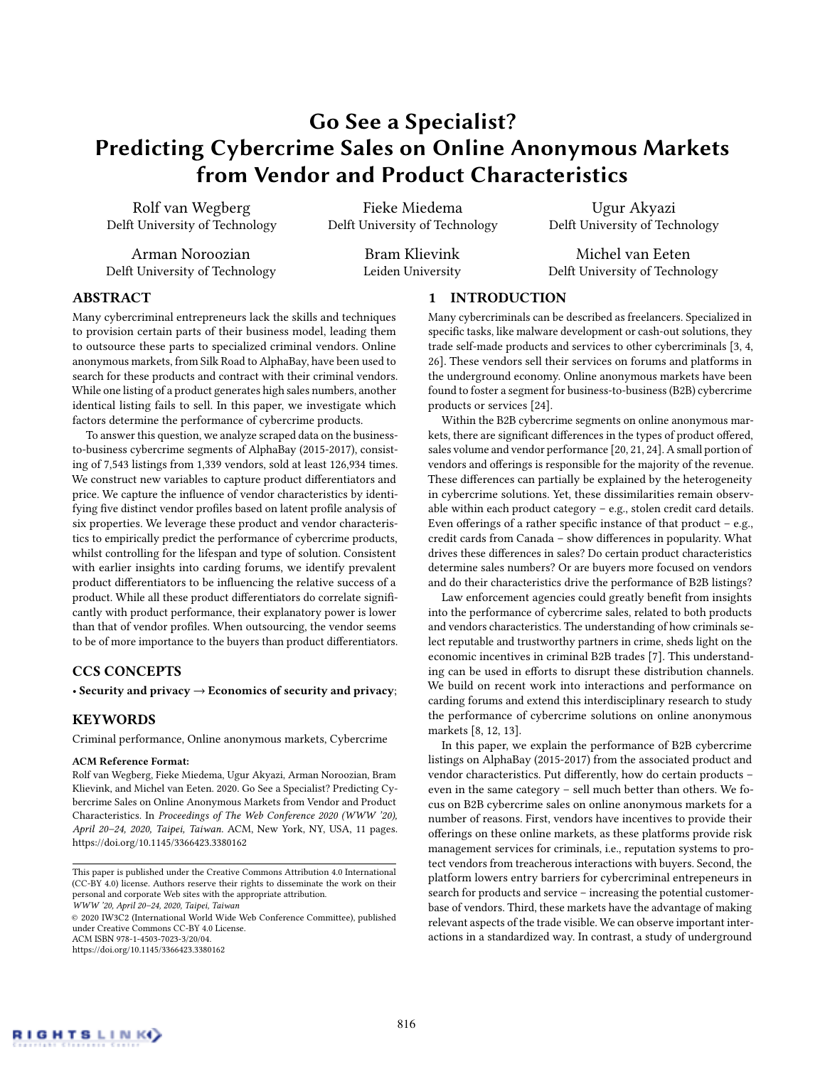# Go See a Specialist? Predicting Cybercrime Sales on Online Anonymous Markets from Vendor and Product Characteristics

Rolf van Wegberg
Delft University of Technology

Fieke Miedema
Delft University of Technology

Ugur Akyazi
Delft University of Technology

Arman Noroozian
Delft University of Technology

Bram Klievink
Leiden University

Michel van Eeten
Delft University of Technology

## ABSTRACT

Many cybercriminal entrepreneurs lack the skills and techniques to provision certain parts of their business model, leading them to outsource these parts to specialized criminal vendors. Online anonymous markets, from Silk Road to AlphaBay, have been used to search for these products and contract with their criminal vendors. While one listing of a product generates high sales numbers, another identical listing fails to sell. In this paper, we investigate which factors determine the performance of cybercrime products.

To answer this question, we analyze scraped data on the business-to-business cybercrime segments of AlphaBay (2015-2017), consisting of 7,543 listings from 1,339 vendors, sold at least 126,934 times. We construct new variables to capture product differentiators and price. We capture the influence of vendor characteristics by identifying five distinct vendor profiles based on latent profile analysis of six properties. We leverage these product and vendor characteristics to empirically predict the performance of cybercrime products, whilst controlling for the lifespan and type of solution. Consistent with earlier insights into carding forums, we identify prevalent product differentiators to be influencing the relative success of a product. While all these product differentiators do correlate significantly with product performance, their explanatory power is lower than that of vendor profiles. When outsourcing, the vendor seems to be of more importance to the buyers than product differentiators.

## CCS CONCEPTS

• **Security and privacy** → **Economics of security and privacy**;

## KEYWORDS

Criminal performance, Online anonymous markets, Cybercrime

**ACM Reference Format:**
Rolf van Wegberg, Fieke Miedema, Ugur Akyazi, Arman Noroozian, Bram Klievink, and Michel van Eeten. 2020. Go See a Specialist? Predicting Cybercrime Sales on Online Anonymous Markets from Vendor and Product Characteristics. In *Proceedings of The Web Conference 2020 (WWW '20), April 20–24, 2020, Taipei, Taiwan.* ACM, New York, NY, USA, 11 pages. https://doi.org/10.1145/3366423.3380162

This paper is published under the Creative Commons Attribution 4.0 International (CC-BY 4.0) license. Authors reserve their rights to disseminate the work on their personal and corporate Web sites with the appropriate attribution.
*WWW '20, April 20–24, 2020, Taipei, Taiwan*
© 2020 IW3C2 (International World Wide Web Conference Committee), published under Creative Commons CC-BY 4.0 License.
ACM ISBN 978-1-4503-7023-3/20/04.
https://doi.org/10.1145/3366423.3380162

## 1 INTRODUCTION

Many cybercriminals can be described as freelancers. Specialized in specific tasks, like malware development or cash-out solutions, they trade self-made products and services to other cybercriminals [3, 4, 26]. These vendors sell their services on forums and platforms in the underground economy. Online anonymous markets have been found to foster a segment for business-to-business (B2B) cybercrime products or services [24].

Within the B2B cybercrime segments on online anonymous markets, there are significant differences in the types of product offered, sales volume and vendor performance [20, 21, 24]. A small portion of vendors and offerings is responsible for the majority of the revenue. These differences can partially be explained by the heterogeneity in cybercrime solutions. Yet, these dissimilarities remain observable within each product category – e.g., stolen credit card details. Even offerings of a rather specific instance of that product – e.g., credit cards from Canada – show differences in popularity. What drives these differences in sales? Do certain product characteristics determine sales numbers? Or are buyers more focused on vendors and do their characteristics drive the performance of B2B listings?

Law enforcement agencies could greatly benefit from insights into the performance of cybercrime sales, related to both products and vendors characteristics. The understanding of how criminals select reputable and trustworthy partners in crime, sheds light on the economic incentives in criminal B2B trades [7]. This understanding can be used in efforts to disrupt these distribution channels. We build on recent work into interactions and performance on carding forums and extend this interdisciplinary research to study the performance of cybercrime solutions on online anonymous markets [8, 12, 13].

In this paper, we explain the performance of B2B cybercrime listings on AlphaBay (2015-2017) from the associated product and vendor characteristics. Put differently, how do certain products – even in the same category – sell much better than others. We focus on B2B cybercrime sales on online anonymous markets for a number of reasons. First, vendors have incentives to provide their offerings on these online markets, as these platforms provide risk management services for criminals, i.e., reputation systems to protect vendors from treacherous interactions with buyers. Second, the platform lowers entry barriers for cybercriminal entrepeneurs in search for products and service – increasing the potential customer-base of vendors. Third, these markets have the advantage of making relevant aspects of the trade visible. We can observe important interactions in a standardized way. In contrast, a study of underground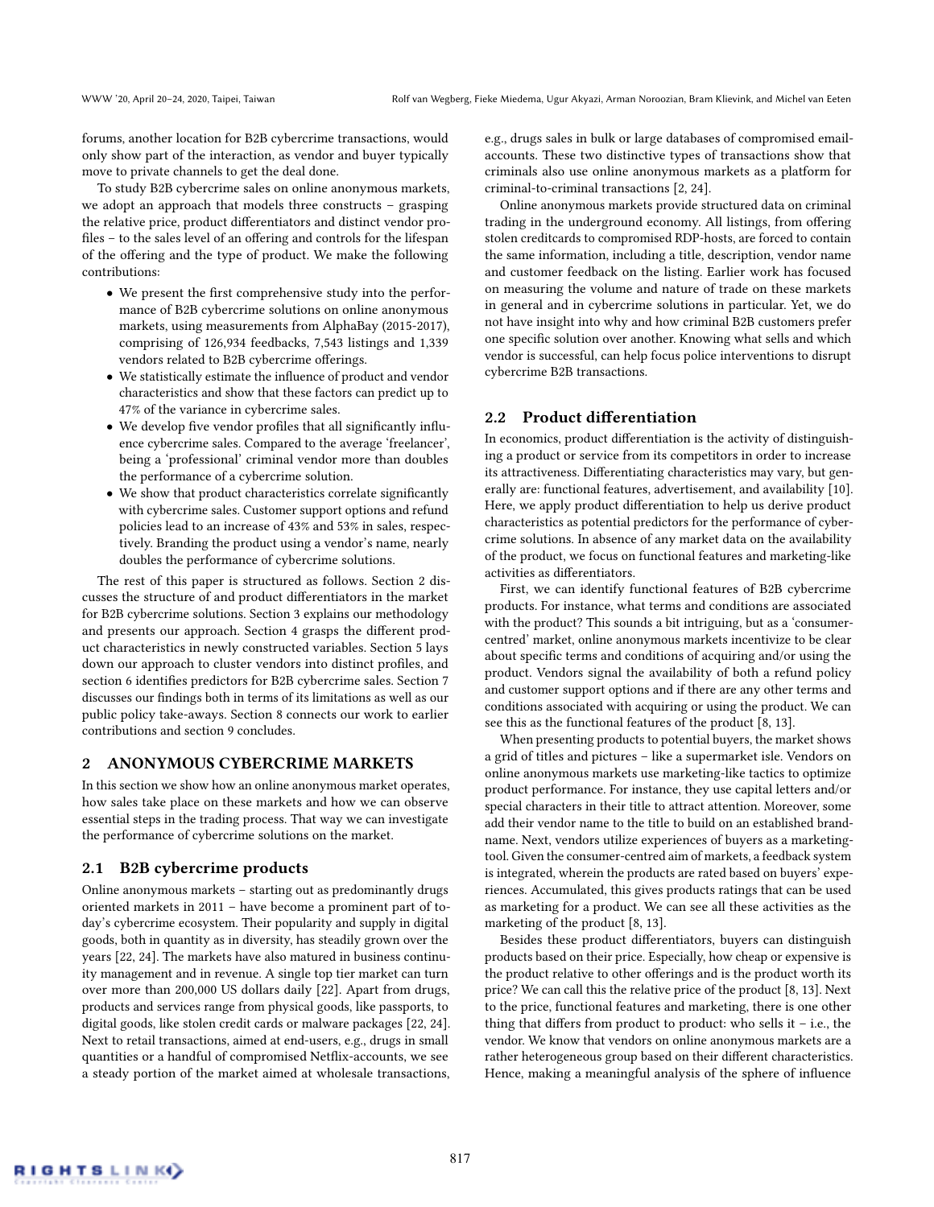forums, another location for B2B cybercrime transactions, would only show part of the interaction, as vendor and buyer typically move to private channels to get the deal done.

To study B2B cybercrime sales on online anonymous markets, we adopt an approach that models three constructs – grasping the relative price, product differentiators and distinct vendor profiles – to the sales level of an offering and controls for the lifespan of the offering and the type of product. We make the following contributions:

- We present the first comprehensive study into the performance of B2B cybercrime solutions on online anonymous markets, using measurements from AlphaBay (2015-2017), comprising of 126,934 feedbacks, 7,543 listings and 1,339 vendors related to B2B cybercrime offerings.
- We statistically estimate the influence of product and vendor characteristics and show that these factors can predict up to 47% of the variance in cybercrime sales.
- We develop five vendor profiles that all significantly influence cybercrime sales. Compared to the average 'freelancer', being a 'professional' criminal vendor more than doubles the performance of a cybercrime solution.
- We show that product characteristics correlate significantly with cybercrime sales. Customer support options and refund policies lead to an increase of 43% and 53% in sales, respectively. Branding the product using a vendor's name, nearly doubles the performance of cybercrime solutions.

The rest of this paper is structured as follows. Section 2 discusses the structure of and product differentiators in the market for B2B cybercrime solutions. Section 3 explains our methodology and presents our approach. Section 4 grasps the different product characteristics in newly constructed variables. Section 5 lays down our approach to cluster vendors into distinct profiles, and section 6 identifies predictors for B2B cybercrime sales. Section 7 discusses our findings both in terms of its limitations as well as our public policy take-aways. Section 8 connects our work to earlier contributions and section 9 concludes.

## 2 ANONYMOUS CYBERCRIME MARKETS

In this section we show how an online anonymous market operates, how sales take place on these markets and how we can observe essential steps in the trading process. That way we can investigate the performance of cybercrime solutions on the market.

### 2.1 B2B cybercrime products

Online anonymous markets – starting out as predominantly drugs oriented markets in 2011 – have become a prominent part of today's cybercrime ecosystem. Their popularity and supply in digital goods, both in quantity as in diversity, has steadily grown over the years [22, 24]. The markets have also matured in business continuity management and in revenue. A single top tier market can turn over more than 200,000 US dollars daily [22]. Apart from drugs, products and services range from physical goods, like passports, to digital goods, like stolen credit cards or malware packages [22, 24]. Next to retail transactions, aimed at end-users, e.g., drugs in small quantities or a handful of compromised Netflix-accounts, we see a steady portion of the market aimed at wholesale transactions, e.g., drugs sales in bulk or large databases of compromised email-accounts. These two distinctive types of transactions show that criminals also use online anonymous markets as a platform for criminal-to-criminal transactions [2, 24].

Online anonymous markets provide structured data on criminal trading in the underground economy. All listings, from offering stolen creditcards to compromised RDP-hosts, are forced to contain the same information, including a title, description, vendor name and customer feedback on the listing. Earlier work has focused on measuring the volume and nature of trade on these markets in general and in cybercrime solutions in particular. Yet, we do not have insight into why and how criminal B2B customers prefer one specific solution over another. Knowing what sells and which vendor is successful, can help focus police interventions to disrupt cybercrime B2B transactions.

### 2.2 Product differentiation

In economics, product differentiation is the activity of distinguishing a product or service from its competitors in order to increase its attractiveness. Differentiating characteristics may vary, but generally are: functional features, advertisement, and availability [10]. Here, we apply product differentiation to help us derive product characteristics as potential predictors for the performance of cybercrime solutions. In absence of any market data on the availability of the product, we focus on functional features and marketing-like activities as differentiators.

First, we can identify functional features of B2B cybercrime products. For instance, what terms and conditions are associated with the product? This sounds a bit intriguing, but as a 'consumer-centred' market, online anonymous markets incentivize to be clear about specific terms and conditions of acquiring and/or using the product. Vendors signal the availability of both a refund policy and customer support options and if there are any other terms and conditions associated with acquiring or using the product. We can see this as the functional features of the product [8, 13].

When presenting products to potential buyers, the market shows a grid of titles and pictures – like a supermarket isle. Vendors on online anonymous markets use marketing-like tactics to optimize product performance. For instance, they use capital letters and/or special characters in their title to attract attention. Moreover, some add their vendor name to the title to build on an established brand-name. Next, vendors utilize experiences of buyers as a marketing-tool. Given the consumer-centred aim of markets, a feedback system is integrated, wherein the products are rated based on buyers' experiences. Accumulated, this gives products ratings that can be used as marketing for a product. We can see all these activities as the marketing of the product [8, 13].

Besides these product differentiators, buyers can distinguish products based on their price. Especially, how cheap or expensive is the product relative to other offerings and is the product worth its price? We can call this the relative price of the product [8, 13]. Next to the price, functional features and marketing, there is one other thing that differs from product to product: who sells it – i.e., the vendor. We know that vendors on online anonymous markets are a rather heterogeneous group based on their different characteristics. Hence, making a meaningful analysis of the sphere of influence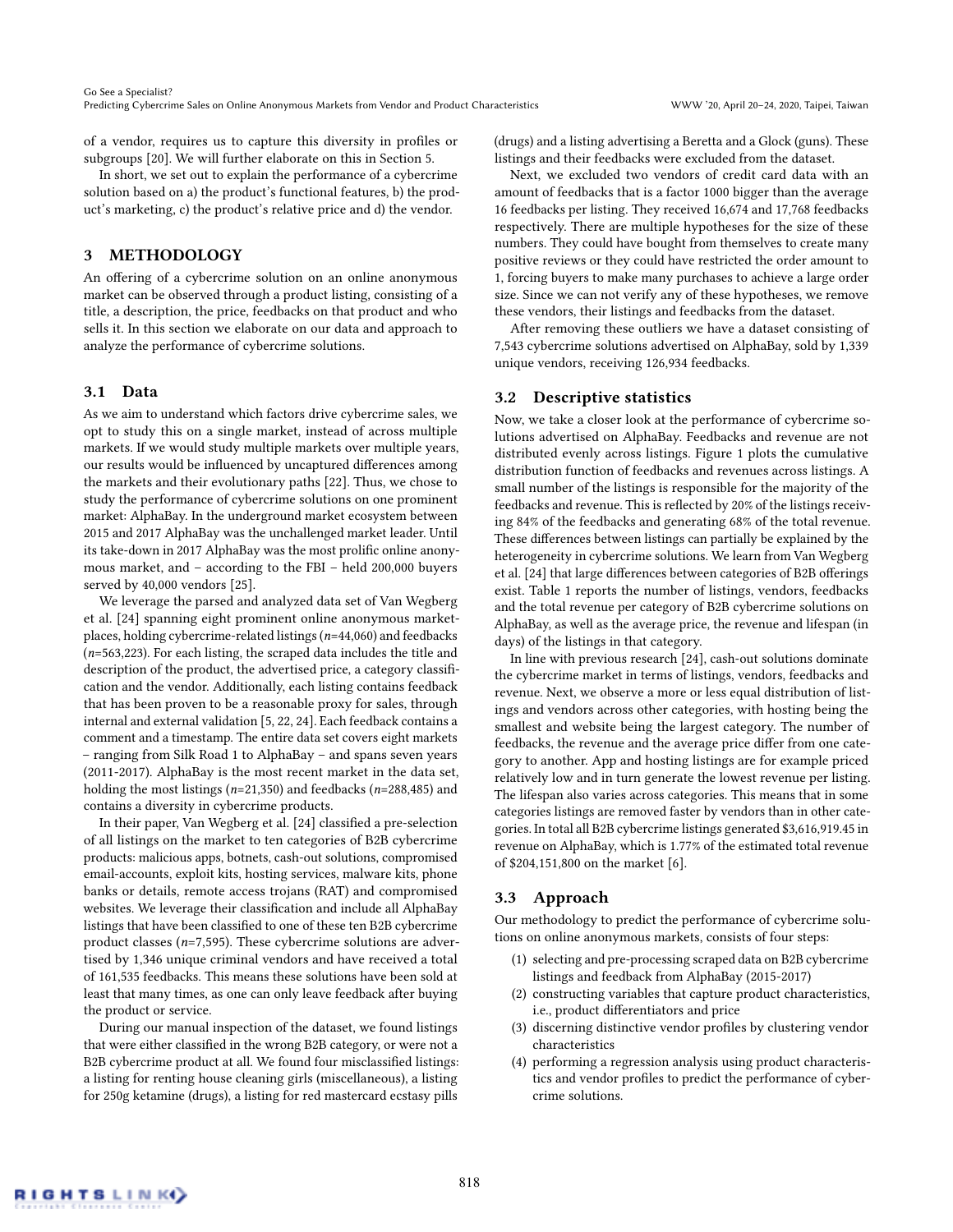of a vendor, requires us to capture this diversity in profiles or subgroups [20]. We will further elaborate on this in Section 5.

In short, we set out to explain the performance of a cybercrime solution based on a) the product's functional features, b) the product's marketing, c) the product's relative price and d) the vendor.

## 3 METHODOLOGY

An offering of a cybercrime solution on an online anonymous market can be observed through a product listing, consisting of a title, a description, the price, feedbacks on that product and who sells it. In this section we elaborate on our data and approach to analyze the performance of cybercrime solutions.

### 3.1 Data

As we aim to understand which factors drive cybercrime sales, we opt to study this on a single market, instead of across multiple markets. If we would study multiple markets over multiple years, our results would be influenced by uncaptured differences among the markets and their evolutionary paths [22]. Thus, we chose to study the performance of cybercrime solutions on one prominent market: AlphaBay. In the underground market ecosystem between 2015 and 2017 AlphaBay was the unchallenged market leader. Until its take-down in 2017 AlphaBay was the most prolific online anonymous market, and – according to the FBI – held 200,000 buyers served by 40,000 vendors [25].

We leverage the parsed and analyzed data set of Van Wegberg et al. [24] spanning eight prominent online anonymous marketplaces, holding cybercrime-related listings ($n$=44,060) and feedbacks ($n$=563,223). For each listing, the scraped data includes the title and description of the product, the advertised price, a category classification and the vendor. Additionally, each listing contains feedback that has been proven to be a reasonable proxy for sales, through internal and external validation [5, 22, 24]. Each feedback contains a comment and a timestamp. The entire data set covers eight markets – ranging from Silk Road 1 to AlphaBay – and spans seven years (2011-2017). AlphaBay is the most recent market in the data set, holding the most listings ($n$=21,350) and feedbacks ($n$=288,485) and contains a diversity in cybercrime products.

In their paper, Van Wegberg et al. [24] classified a pre-selection of all listings on the market to ten categories of B2B cybercrime products: malicious apps, botnets, cash-out solutions, compromised email-accounts, exploit kits, hosting services, malware kits, phone banks or details, remote access trojans (RAT) and compromised websites. We leverage their classification and include all AlphaBay listings that have been classified to one of these ten B2B cybercrime product classes ($n$=7,595). These cybercrime solutions are advertised by 1,346 unique criminal vendors and have received a total of 161,535 feedbacks. This means these solutions have been sold at least that many times, as one can only leave feedback after buying the product or service.

During our manual inspection of the dataset, we found listings that were either classified in the wrong B2B category, or were not a B2B cybercrime product at all. We found four misclassified listings: a listing for renting house cleaning girls (miscellaneous), a listing for 250g ketamine (drugs), a listing for red mastercard ecstasy pills (drugs) and a listing advertising a Beretta and a Glock (guns). These listings and their feedbacks were excluded from the dataset.

Next, we excluded two vendors of credit card data with an amount of feedbacks that is a factor 1000 bigger than the average 16 feedbacks per listing. They received 16,674 and 17,768 feedbacks respectively. There are multiple hypotheses for the size of these numbers. They could have bought from themselves to create many positive reviews or they could have restricted the order amount to 1, forcing buyers to make many purchases to achieve a large order size. Since we can not verify any of these hypotheses, we remove these vendors, their listings and feedbacks from the dataset.

After removing these outliers we have a dataset consisting of 7,543 cybercrime solutions advertised on AlphaBay, sold by 1,339 unique vendors, receiving 126,934 feedbacks.

### 3.2 Descriptive statistics

Now, we take a closer look at the performance of cybercrime solutions advertised on AlphaBay. Feedbacks and revenue are not distributed evenly across listings. Figure 1 plots the cumulative distribution function of feedbacks and revenues across listings. A small number of the listings is responsible for the majority of the feedbacks and revenue. This is reflected by 20% of the listings receiving 84% of the feedbacks and generating 68% of the total revenue. These differences between listings can partially be explained by the heterogeneity in cybercrime solutions. We learn from Van Wegberg et al. [24] that large differences between categories of B2B offerings exist. Table 1 reports the number of listings, vendors, feedbacks and the total revenue per category of B2B cybercrime solutions on AlphaBay, as well as the average price, the revenue and lifespan (in days) of the listings in that category.

In line with previous research [24], cash-out solutions dominate the cybercrime market in terms of listings, vendors, feedbacks and revenue. Next, we observe a more or less equal distribution of listings and vendors across other categories, with hosting being the smallest and website being the largest category. The number of feedbacks, the revenue and the average price differ from one category to another. App and hosting listings are for example priced relatively low and in turn generate the lowest revenue per listing. The lifespan also varies across categories. This means that in some categories listings are removed faster by vendors than in other categories. In total all B2B cybercrime listings generated $3,616,919.45 in revenue on AlphaBay, which is 1.77% of the estimated total revenue of $204,151,800 on the market [6].

### 3.3 Approach

Our methodology to predict the performance of cybercrime solutions on online anonymous markets, consists of four steps:

(1) selecting and pre-processing scraped data on B2B cybercrime listings and feedback from AlphaBay (2015-2017)
(2) constructing variables that capture product characteristics, i.e., product differentiators and price
(3) discerning distinctive vendor profiles by clustering vendor characteristics
(4) performing a regression analysis using product characteristics and vendor profiles to predict the performance of cybercrime solutions.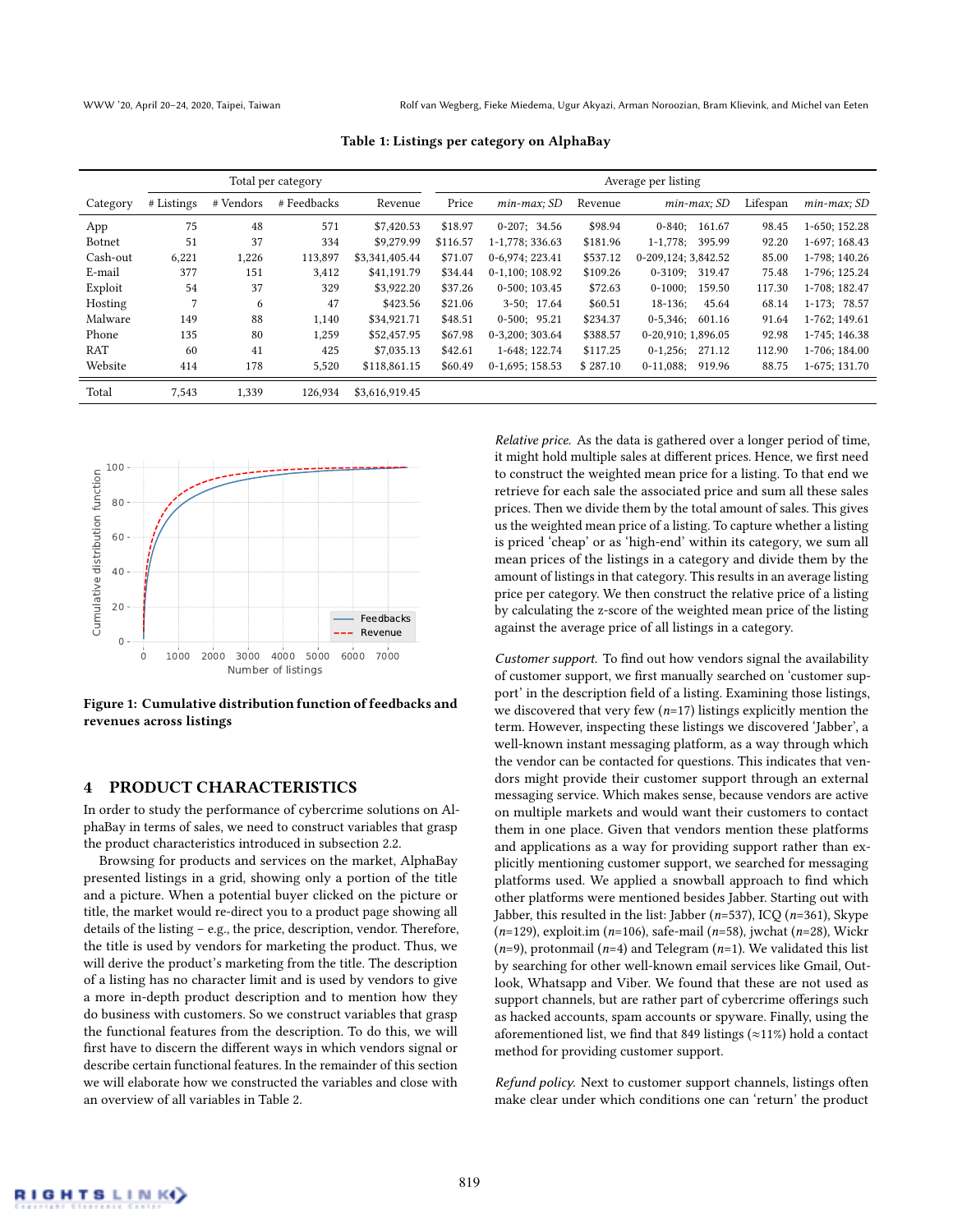**Table 1: Listings per category on AlphaBay**

| | Total per category | | | | Average per listing | | | | | |
|---|---|---|---|---|---|---|---|---|---|---|
| Category | # Listings | # Vendors | # Feedbacks | Revenue | Price | *min-max; SD* | Revenue | *min-max; SD* | Lifespan | *min-max; SD* |
| App | 75 | 48 | 571 | $7,420.53 | $18.97 | 0-207; 34.56 | $98.94 | 0-840; 161.67 | 98.45 | 1-650; 152.28 |
| Botnet | 51 | 37 | 334 | $9,279.99 | $116.57 | 1-1,778; 336.63 | $181.96 | 1-1,778; 395.99 | 92.20 | 1-697; 168.43 |
| Cash-out | 6,221 | 1,226 | 113,897 | $3,341,405.44 | $71.07 | 0-6,974; 223.41 | $537.12 | 0-209,124; 3,842.52 | 85.00 | 1-798; 140.26 |
| E-mail | 377 | 151 | 3,412 | $41,191.79 | $34.44 | 0-1,100; 108.92 | $109.26 | 0-3109; 319.47 | 75.48 | 1-796; 125.24 |
| Exploit | 54 | 37 | 329 | $3,922.20 | $37.26 | 0-500; 103.45 | $72.63 | 0-1000; 159.50 | 117.30 | 1-708; 182.47 |
| Hosting | 7 | 6 | 47 | $423.56 | $21.06 | 3-50; 17.64 | $60.51 | 18-136; 45.64 | 68.14 | 1-173; 78.57 |
| Malware | 149 | 88 | 1,140 | $34,921.71 | $48.51 | 0-500; 95.21 | $234.37 | 0-5,346; 601.16 | 91.64 | 1-762; 149.61 |
| Phone | 135 | 80 | 1,259 | $52,457.95 | $67.98 | 0-3,200; 303.64 | $388.57 | 0-20,910; 1,896.05 | 92.98 | 1-745; 146.38 |
| RAT | 60 | 41 | 425 | $7,035.13 | $42.61 | 1-648; 122.74 | $117.25 | 0-1,256; 271.12 | 112.90 | 1-706; 184.00 |
| Website | 414 | 178 | 5,520 | $118,861.15 | $60.49 | 0-1,695; 158.53 | $ 287.10 | 0-11,088; 919.96 | 88.75 | 1-675; 131.70 |
| Total | 7,543 | 1,339 | 126,934 | $3,616,919.45 | | | | | | |

**Figure 1: Cumulative distribution function of feedbacks and revenues across listings**

## 4 PRODUCT CHARACTERISTICS

In order to study the performance of cybercrime solutions on AlphaBay in terms of sales, we need to construct variables that grasp the product characteristics introduced in subsection 2.2.

Browsing for products and services on the market, AlphaBay presented listings in a grid, showing only a portion of the title and a picture. When a potential buyer clicked on the picture or title, the market would re-direct you to a product page showing all details of the listing – e.g., the price, description, vendor. Therefore, the title is used by vendors for marketing the product. Thus, we will derive the product's marketing from the title. The description of a listing has no character limit and is used by vendors to give a more in-depth product description and to mention how they do business with customers. So we construct variables that grasp the functional features from the description. To do this, we will first have to discern the different ways in which vendors signal or describe certain functional features. In the remainder of this section we will elaborate how we constructed the variables and close with an overview of all variables in Table 2.

*Relative price.* As the data is gathered over a longer period of time, it might hold multiple sales at different prices. Hence, we first need to construct the weighted mean price for a listing. To that end we retrieve for each sale the associated price and sum all these sales prices. Then we divide them by the total amount of sales. This gives us the weighted mean price of a listing. To capture whether a listing is priced 'cheap' or as 'high-end' within its category, we sum all mean prices of the listings in a category and divide them by the amount of listings in that category. This results in an average listing price per category. We then construct the relative price of a listing by calculating the z-score of the weighted mean price of the listing against the average price of all listings in a category.

*Customer support.* To find out how vendors signal the availability of customer support, we first manually searched on 'customer support' in the description field of a listing. Examining those listings, we discovered that very few ($n$=17) listings explicitly mention the term. However, inspecting these listings we discovered 'Jabber', a well-known instant messaging platform, as a way through which the vendor can be contacted for questions. This indicates that vendors might provide their customer support through an external messaging service. Which makes sense, because vendors are active on multiple markets and would want their customers to contact them in one place. Given that vendors mention these platforms and applications as a way for providing support rather than explicitly mentioning customer support, we searched for messaging platforms used. We applied a snowball approach to find which other platforms were mentioned besides Jabber. Starting out with Jabber, this resulted in the list: Jabber ($n$=537), ICQ ($n$=361), Skype ($n$=129), exploit.im ($n$=106), safe-mail ($n$=58), jwchat ($n$=28), Wickr ($n$=9), protonmail ($n$=4) and Telegram ($n$=1). We validated this list by searching for other well-known email services like Gmail, Outlook, Whatsapp and Viber. We found that these are not used as support channels, but are rather part of cybercrime offerings such as hacked accounts, spam accounts or spyware. Finally, using the aforementioned list, we find that 849 listings (≈11%) hold a contact method for providing customer support.

*Refund policy.* Next to customer support channels, listings often make clear under which conditions one can 'return' the product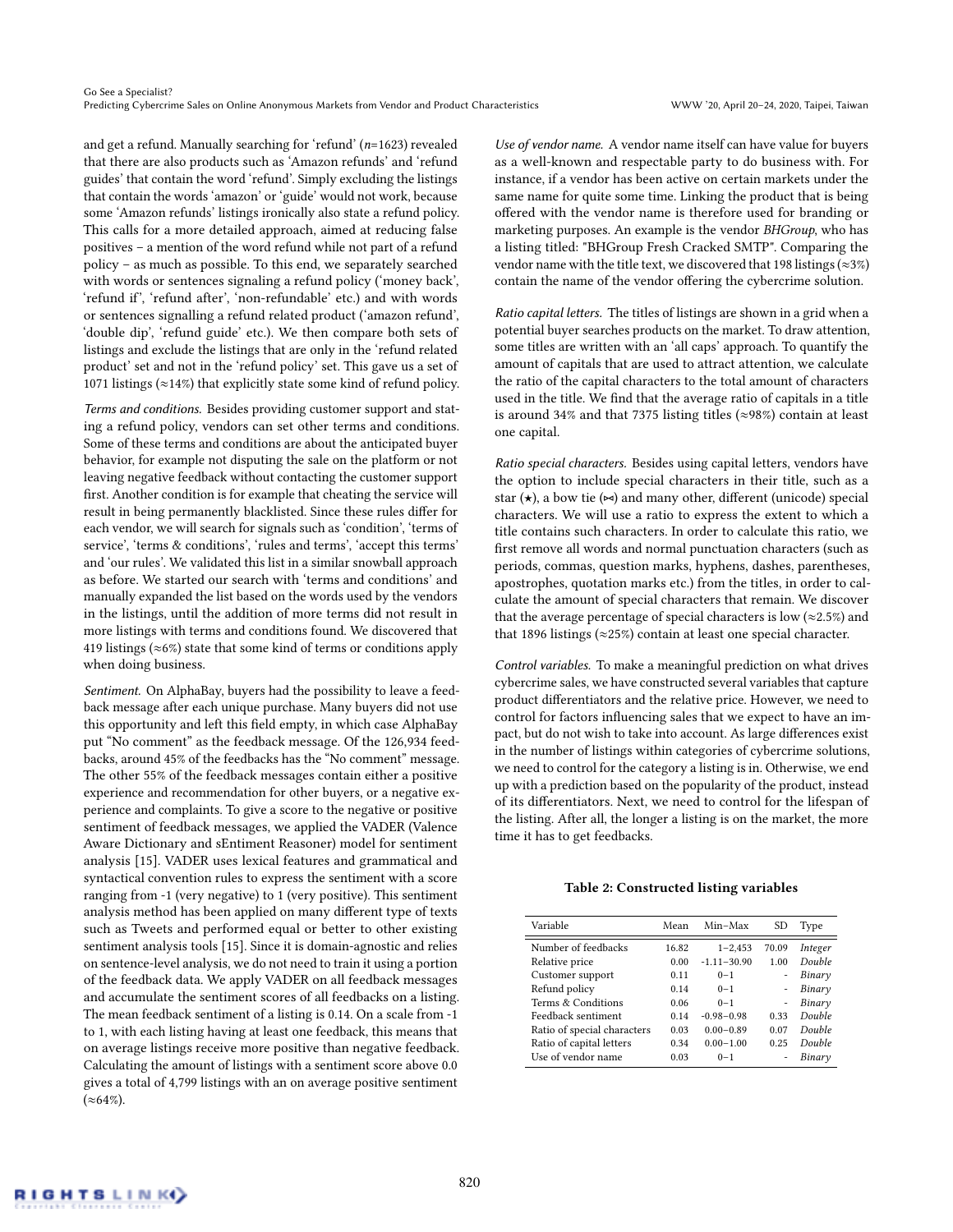and get a refund. Manually searching for 'refund' ($n$=1623) revealed that there are also products such as 'Amazon refunds' and 'refund guides' that contain the word 'refund'. Simply excluding the listings that contain the words 'amazon' or 'guide' would not work, because some 'Amazon refunds' listings ironically also state a refund policy. This calls for a more detailed approach, aimed at reducing false positives – a mention of the word refund while not part of a refund policy – as much as possible. To this end, we separately searched with words or sentences signaling a refund policy ('money back', 'refund if', 'refund after', 'non-refundable' etc.) and with words or sentences signalling a refund related product ('amazon refund', 'double dip', 'refund guide' etc.). We then compare both sets of listings and exclude the listings that are only in the 'refund related product' set and not in the 'refund policy' set. This gave us a set of 1071 listings (≈14%) that explicitly state some kind of refund policy.

*Terms and conditions.* Besides providing customer support and stating a refund policy, vendors can set other terms and conditions. Some of these terms and conditions are about the anticipated buyer behavior, for example not disputing the sale on the platform or not leaving negative feedback without contacting the customer support first. Another condition is for example that cheating the service will result in being permanently blacklisted. Since these rules differ for each vendor, we will search for signals such as 'condition', 'terms of service', 'terms & conditions', 'rules and terms', 'accept this terms' and 'our rules'. We validated this list in a similar snowball approach as before. We started our search with 'terms and conditions' and manually expanded the list based on the words used by the vendors in the listings, until the addition of more terms did not result in more listings with terms and conditions found. We discovered that 419 listings (≈6%) state that some kind of terms or conditions apply when doing business.

*Sentiment.* On AlphaBay, buyers had the possibility to leave a feedback message after each unique purchase. Many buyers did not use this opportunity and left this field empty, in which case AlphaBay put "No comment" as the feedback message. Of the 126,934 feedbacks, around 45% of the feedbacks has the "No comment" message. The other 55% of the feedback messages contain either a positive experience and recommendation for other buyers, or a negative experience and complaints. To give a score to the negative or positive sentiment of feedback messages, we applied the VADER (Valence Aware Dictionary and sEntiment Reasoner) model for sentiment analysis [15]. VADER uses lexical features and grammatical and syntactical convention rules to express the sentiment with a score ranging from -1 (very negative) to 1 (very positive). This sentiment analysis method has been applied on many different type of texts such as Tweets and performed equal or better to other existing sentiment analysis tools [15]. Since it is domain-agnostic and relies on sentence-level analysis, we do not need to train it using a portion of the feedback data. We apply VADER on all feedback messages and accumulate the sentiment scores of all feedbacks on a listing. The mean feedback sentiment of a listing is 0.14. On a scale from -1 to 1, with each listing having at least one feedback, this means that on average listings receive more positive than negative feedback. Calculating the amount of listings with a sentiment score above 0.0 gives a total of 4,799 listings with an on average positive sentiment (≈64%).

*Use of vendor name.* A vendor name itself can have value for buyers as a well-known and respectable party to do business with. For instance, if a vendor has been active on certain markets under the same name for quite some time. Linking the product that is being offered with the vendor name is therefore used for branding or marketing purposes. An example is the vendor *BHGroup*, who has a listing titled: "BHGroup Fresh Cracked SMTP". Comparing the vendor name with the title text, we discovered that 198 listings (≈3%) contain the name of the vendor offering the cybercrime solution.

*Ratio capital letters.* The titles of listings are shown in a grid when a potential buyer searches products on the market. To draw attention, some titles are written with an 'all caps' approach. To quantify the amount of capitals that are used to attract attention, we calculate the ratio of the capital characters to the total amount of characters used in the title. We find that the average ratio of capitals in a title is around 34% and that 7375 listing titles (≈98%) contain at least one capital.

*Ratio special characters.* Besides using capital letters, vendors have the option to include special characters in their title, such as a star (★), a bow tie (⋈) and many other, different (unicode) special characters. We will use a ratio to express the extent to which a title contains such characters. In order to calculate this ratio, we first remove all words and normal punctuation characters (such as periods, commas, question marks, hyphens, dashes, parentheses, apostrophes, quotation marks etc.) from the titles, in order to calculate the amount of special characters that remain. We discover that the average percentage of special characters is low (≈2.5%) and that 1896 listings (≈25%) contain at least one special character.

*Control variables.* To make a meaningful prediction on what drives cybercrime sales, we have constructed several variables that capture product differentiators and the relative price. However, we need to control for factors influencing sales that we expect to have an impact, but do not wish to take into account. As large differences exist in the number of listings within categories of cybercrime solutions, we need to control for the category a listing is in. Otherwise, we end up with a prediction based on the popularity of the product, instead of its differentiators. Next, we need to control for the lifespan of the listing. After all, the longer a listing is on the market, the more time it has to get feedbacks.

**Table 2: Constructed listing variables**

| Variable | Mean | Min–Max | SD | Type |
|---|---|---|---|---|
| Number of feedbacks | 16.82 | 1–2,453 | 70.09 | *Integer* |
| Relative price | 0.00 | -1.11–30.90 | 1.00 | *Double* |
| Customer support | 0.11 | 0–1 | - | *Binary* |
| Refund policy | 0.14 | 0–1 | - | *Binary* |
| Terms & Conditions | 0.06 | 0–1 | - | *Binary* |
| Feedback sentiment | 0.14 | -0.98–0.98 | 0.33 | *Double* |
| Ratio of special characters | 0.03 | 0.00–0.89 | 0.07 | *Double* |
| Ratio of capital letters | 0.34 | 0.00–1.00 | 0.25 | *Double* |
| Use of vendor name | 0.03 | 0–1 | - | *Binary* |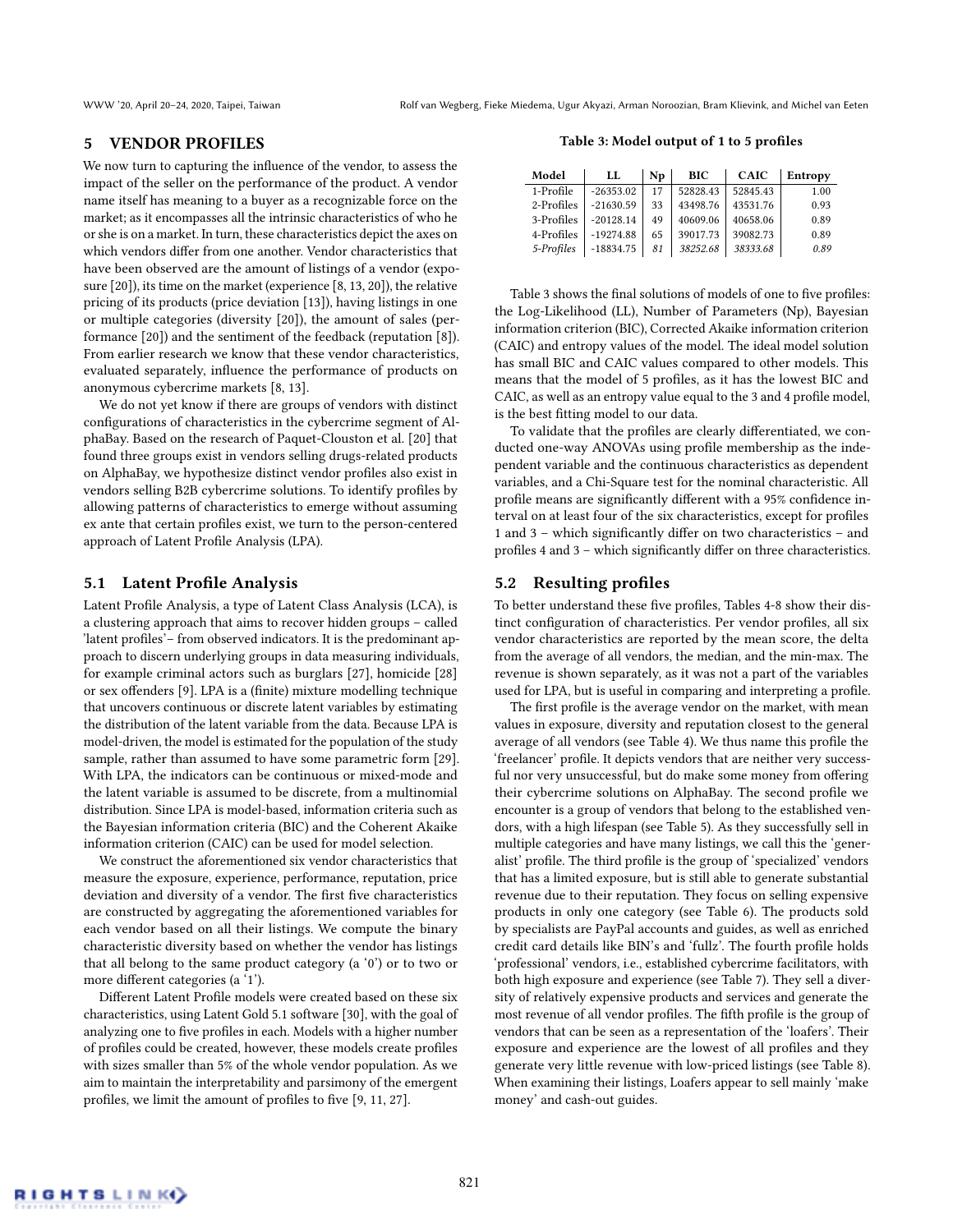## 5 VENDOR PROFILES

We now turn to capturing the influence of the vendor, to assess the impact of the seller on the performance of the product. A vendor name itself has meaning to a buyer as a recognizable force on the market; as it encompasses all the intrinsic characteristics of who he or she is on a market. In turn, these characteristics depict the axes on which vendors differ from one another. Vendor characteristics that have been observed are the amount of listings of a vendor (exposure [20]), its time on the market (experience [8, 13, 20]), the relative pricing of its products (price deviation [13]), having listings in one or multiple categories (diversity [20]), the amount of sales (performance [20]) and the sentiment of the feedback (reputation [8]). From earlier research we know that these vendor characteristics, evaluated separately, influence the performance of products on anonymous cybercrime markets [8, 13].

We do not yet know if there are groups of vendors with distinct configurations of characteristics in the cybercrime segment of AlphaBay. Based on the research of Paquet-Clouston et al. [20] that found three groups exist in vendors selling drugs-related products on AlphaBay, we hypothesize distinct vendor profiles also exist in vendors selling B2B cybercrime solutions. To identify profiles by allowing patterns of characteristics to emerge without assuming ex ante that certain profiles exist, we turn to the person-centered approach of Latent Profile Analysis (LPA).

### 5.1 Latent Profile Analysis

Latent Profile Analysis, a type of Latent Class Analysis (LCA), is a clustering approach that aims to recover hidden groups – called 'latent profiles'– from observed indicators. It is the predominant approach to discern underlying groups in data measuring individuals, for example criminal actors such as burglars [27], homicide [28] or sex offenders [9]. LPA is a (finite) mixture modelling technique that uncovers continuous or discrete latent variables by estimating the distribution of the latent variable from the data. Because LPA is model-driven, the model is estimated for the population of the study sample, rather than assumed to have some parametric form [29]. With LPA, the indicators can be continuous or mixed-mode and the latent variable is assumed to be discrete, from a multinomial distribution. Since LPA is model-based, information criteria such as the Bayesian information criteria (BIC) and the Coherent Akaike information criterion (CAIC) can be used for model selection.

We construct the aforementioned six vendor characteristics that measure the exposure, experience, performance, reputation, price deviation and diversity of a vendor. The first five characteristics are constructed by aggregating the aforementioned variables for each vendor based on all their listings. We compute the binary characteristic diversity based on whether the vendor has listings that all belong to the same product category (a '0') or to two or more different categories (a '1').

Different Latent Profile models were created based on these six characteristics, using Latent Gold 5.1 software [30], with the goal of analyzing one to five profiles in each. Models with a higher number of profiles could be created, however, these models create profiles with sizes smaller than 5% of the whole vendor population. As we aim to maintain the interpretability and parsimony of the emergent profiles, we limit the amount of profiles to five [9, 11, 27].

**Table 3: Model output of 1 to 5 profiles**

| Model | LL | Np | BIC | CAIC | Entropy |
|---|---|---|---|---|---|
| 1-Profile | -26353.02 | 17 | 52828.43 | 52845.43 | 1.00 |
| 2-Profiles | -21630.59 | 33 | 43498.76 | 43531.76 | 0.93 |
| 3-Profiles | -20128.14 | 49 | 40609.06 | 40658.06 | 0.89 |
| 4-Profiles | -19274.88 | 65 | 39017.73 | 39082.73 | 0.89 |
| *5-Profiles* | *-18834.75* | *81* | *38252.68* | *38333.68* | *0.89* |

Table 3 shows the final solutions of models of one to five profiles: the Log-Likelihood (LL), Number of Parameters (Np), Bayesian information criterion (BIC), Corrected Akaike information criterion (CAIC) and entropy values of the model. The ideal model solution has small BIC and CAIC values compared to other models. This means that the model of 5 profiles, as it has the lowest BIC and CAIC, as well as an entropy value equal to the 3 and 4 profile model, is the best fitting model to our data.

To validate that the profiles are clearly differentiated, we conducted one-way ANOVAs using profile membership as the independent variable and the continuous characteristics as dependent variables, and a Chi-Square test for the nominal characteristic. All profile means are significantly different with a 95% confidence interval on at least four of the six characteristics, except for profiles 1 and 3 – which significantly differ on two characteristics – and profiles 4 and 3 – which significantly differ on three characteristics.

### 5.2 Resulting profiles

To better understand these five profiles, Tables 4-8 show their distinct configuration of characteristics. Per vendor profiles, all six vendor characteristics are reported by the mean score, the delta from the average of all vendors, the median, and the min-max. The revenue is shown separately, as it was not a part of the variables used for LPA, but is useful in comparing and interpreting a profile.

The first profile is the average vendor on the market, with mean values in exposure, diversity and reputation closest to the general average of all vendors (see Table 4). We thus name this profile the 'freelancer' profile. It depicts vendors that are neither very successful nor very unsuccessful, but do make some money from offering their cybercrime solutions on AlphaBay. The second profile we encounter is a group of vendors that belong to the established vendors, with a high lifespan (see Table 5). As they successfully sell in multiple categories and have many listings, we call this the 'generalist' profile. The third profile is the group of 'specialized' vendors that has a limited exposure, but is still able to generate substantial revenue due to their reputation. They focus on selling expensive products in only one category (see Table 6). The products sold by specialists are PayPal accounts and guides, as well as enriched credit card details like BIN's and 'fullz'. The fourth profile holds 'professional' vendors, i.e., established cybercrime facilitators, with both high exposure and experience (see Table 7). They sell a diversity of relatively expensive products and services and generate the most revenue of all vendor profiles. The fifth profile is the group of vendors that can be seen as a representation of the 'loafers'. Their exposure and experience are the lowest of all profiles and they generate very little revenue with low-priced listings (see Table 8). When examining their listings, Loafers appear to sell mainly 'make money' and cash-out guides.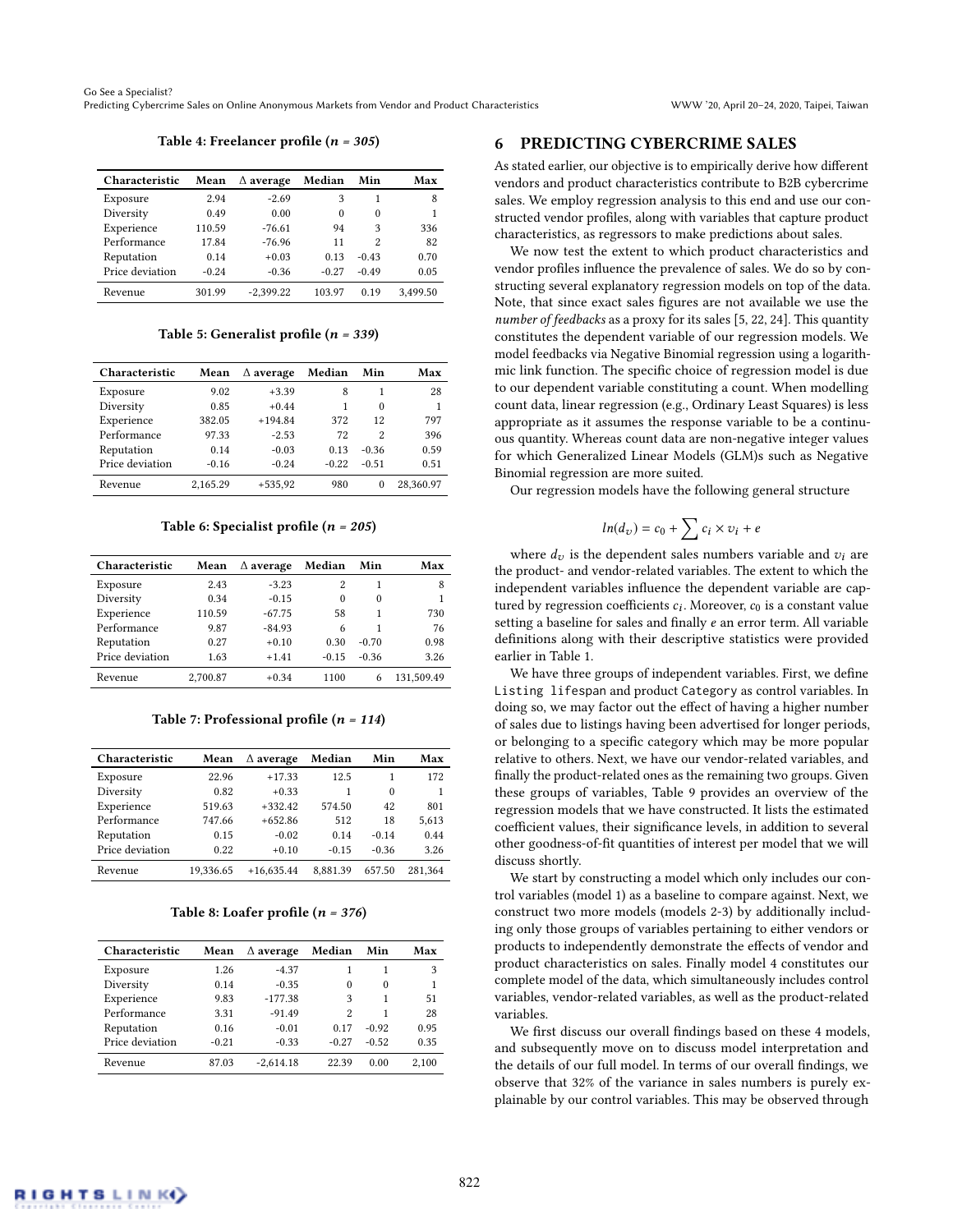**Table 4: Freelancer profile (*n = 305*)**

| Characteristic | Mean | Δ average | Median | Min | Max |
|---|---|---|---|---|---|
| Exposure | 2.94 | -2.69 | 3 | 1 | 8 |
| Diversity | 0.49 | 0.00 | 0 | 0 | 1 |
| Experience | 110.59 | -76.61 | 94 | 3 | 336 |
| Performance | 17.84 | -76.96 | 11 | 2 | 82 |
| Reputation | 0.14 | +0.03 | 0.13 | -0.43 | 0.70 |
| Price deviation | -0.24 | -0.36 | -0.27 | -0.49 | 0.05 |
| Revenue | 301.99 | -2,399.22 | 103.97 | 0.19 | 3,499.50 |

**Table 5: Generalist profile (*n = 339*)**

| Characteristic | Mean | Δ average | Median | Min | Max |
|---|---|---|---|---|---|
| Exposure | 9.02 | +3.39 | 8 | 1 | 28 |
| Diversity | 0.85 | +0.44 | 1 | 0 | 1 |
| Experience | 382.05 | +194.84 | 372 | 12 | 797 |
| Performance | 97.33 | -2.53 | 72 | 2 | 396 |
| Reputation | 0.14 | -0.03 | 0.13 | -0.36 | 0.59 |
| Price deviation | -0.16 | -0.24 | -0.22 | -0.51 | 0.51 |
| Revenue | 2,165.29 | +535,92 | 980 | 0 | 28,360.97 |

**Table 6: Specialist profile (*n = 205*)**

| Characteristic | Mean | Δ average | Median | Min | Max |
|---|---|---|---|---|---|
| Exposure | 2.43 | -3.23 | 2 | 1 | 8 |
| Diversity | 0.34 | -0.15 | 0 | 0 | 1 |
| Experience | 110.59 | -67.75 | 58 | 1 | 730 |
| Performance | 9.87 | -84.93 | 6 | 1 | 76 |
| Reputation | 0.27 | +0.10 | 0.30 | -0.70 | 0.98 |
| Price deviation | 1.63 | +1.41 | -0.15 | -0.36 | 3.26 |
| Revenue | 2,700.87 | +0.34 | 1100 | 6 | 131,509.49 |

**Table 7: Professional profile (*n = 114*)**

| Characteristic | Mean | Δ average | Median | Min | Max |
|---|---|---|---|---|---|
| Exposure | 22.96 | +17.33 | 12.5 | 1 | 172 |
| Diversity | 0.82 | +0.33 | 1 | 0 | 1 |
| Experience | 519.63 | +332.42 | 574.50 | 42 | 801 |
| Performance | 747.66 | +652.86 | 512 | 18 | 5,613 |
| Reputation | 0.15 | -0.02 | 0.14 | -0.14 | 0.44 |
| Price deviation | 0.22 | +0.10 | -0.15 | -0.36 | 3.26 |
| Revenue | 19,336.65 | +16,635.44 | 8,881.39 | 657.50 | 281,364 |

**Table 8: Loafer profile (*n = 376*)**

| Characteristic | Mean | Δ average | Median | Min | Max |
|---|---|---|---|---|---|
| Exposure | 1.26 | -4.37 | 1 | 1 | 3 |
| Diversity | 0.14 | -0.35 | 0 | 0 | 1 |
| Experience | 9.83 | -177.38 | 3 | 1 | 51 |
| Performance | 3.31 | -91.49 | 2 | 1 | 28 |
| Reputation | 0.16 | -0.01 | 0.17 | -0.92 | 0.95 |
| Price deviation | -0.21 | -0.33 | -0.27 | -0.52 | 0.35 |
| Revenue | 87.03 | -2,614.18 | 22.39 | 0.00 | 2,100 |

# 6 PREDICTING CYBERCRIME SALES

As stated earlier, our objective is to empirically derive how different vendors and product characteristics contribute to B2B cybercrime sales. We employ regression analysis to this end and use our constructed vendor profiles, along with variables that capture product characteristics, as regressors to make predictions about sales.

We now test the extent to which product characteristics and vendor profiles influence the prevalence of sales. We do so by constructing several explanatory regression models on top of the data. Note, that since exact sales figures are not available we use the *number of feedbacks* as a proxy for its sales [5, 22, 24]. This quantity constitutes the dependent variable of our regression models. We model feedbacks via Negative Binomial regression using a logarithmic link function. The specific choice of regression model is due to our dependent variable constituting a count. When modelling count data, linear regression (e.g., Ordinary Least Squares) is less appropriate as it assumes the response variable to be a continuous quantity. Whereas count data are non-negative integer values for which Generalized Linear Models (GLM)s such as Negative Binomial regression are more suited.

Our regression models have the following general structure

$$ln(d_v) = c_0 + \sum c_i \times v_i + e$$

where $d_v$ is the dependent sales numbers variable and $v_i$ are the product- and vendor-related variables. The extent to which the independent variables influence the dependent variable are captured by regression coefficients $c_i$. Moreover, $c_0$ is a constant value setting a baseline for sales and finally $e$ an error term. All variable definitions along with their descriptive statistics were provided earlier in Table 1.

We have three groups of independent variables. First, we define `Listing lifespan` and product `Category` as control variables. In doing so, we may factor out the effect of having a higher number of sales due to listings having been advertised for longer periods, or belonging to a specific category which may be more popular relative to others. Next, we have our vendor-related variables, and finally the product-related ones as the remaining two groups. Given these groups of variables, Table 9 provides an overview of the regression models that we have constructed. It lists the estimated coefficient values, their significance levels, in addition to several other goodness-of-fit quantities of interest per model that we will discuss shortly.

We start by constructing a model which only includes our control variables (model 1) as a baseline to compare against. Next, we construct two more models (models 2-3) by additionally including only those groups of variables pertaining to either vendors or products to independently demonstrate the effects of vendor and product characteristics on sales. Finally model 4 constitutes our complete model of the data, which simultaneously includes control variables, vendor-related variables, as well as the product-related variables.

We first discuss our overall findings based on these 4 models, and subsequently move on to discuss model interpretation and the details of our full model. In terms of our overall findings, we observe that 32% of the variance in sales numbers is purely explainable by our control variables. This may be observed through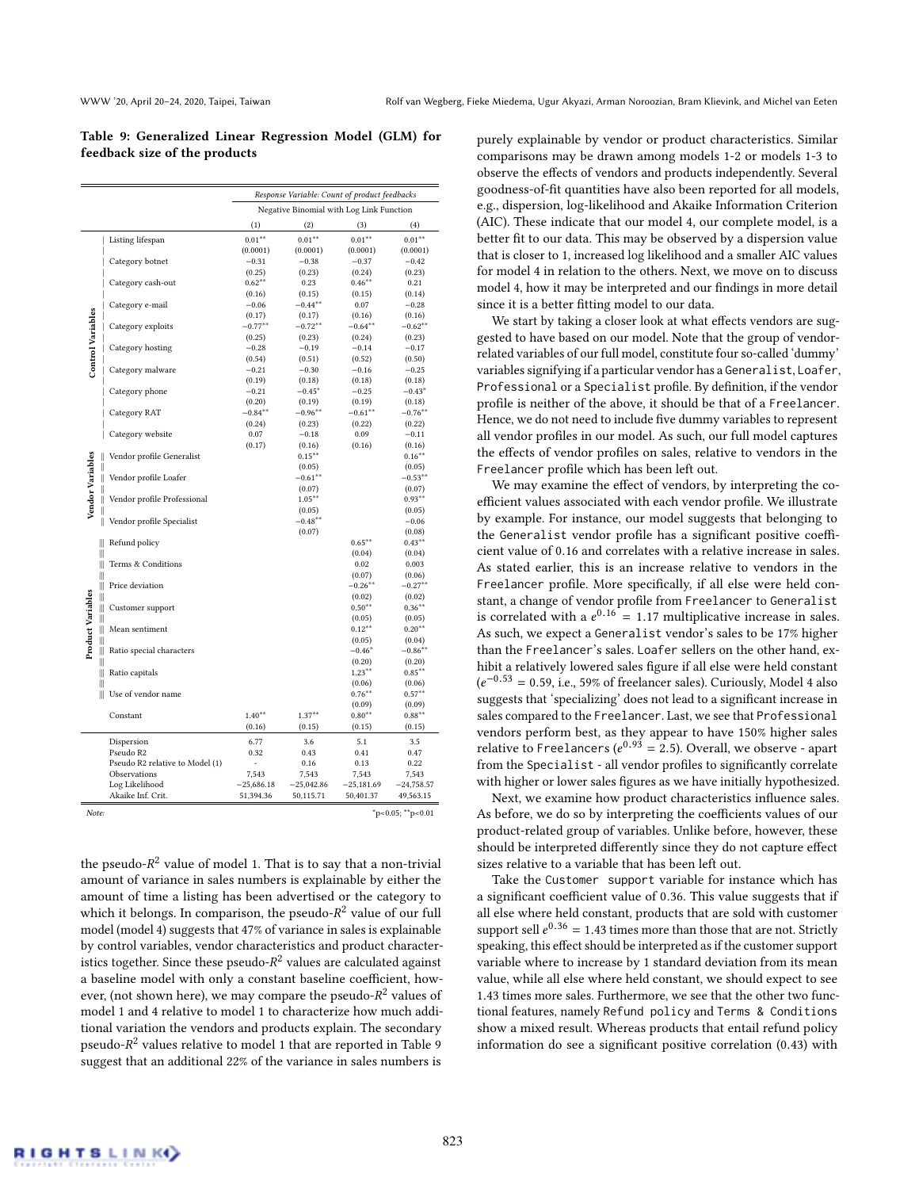**Table 9: Generalized Linear Regression Model (GLM) for feedback size of the products**

| | | Response Variable: Count of product feedbacks | | | |
|---|---|---|---|---|---|
| | | Negative Binomial with Log Link Function | | | |
| | | (1) | (2) | (3) | (4) |
| Control Variables | Listing lifespan | 0.01** | 0.01** | 0.01** | 0.01** |
| | | (0.0001) | (0.0001) | (0.0001) | (0.0001) |
| | Category botnet | −0.31 | −0.38 | −0.37 | −0.42 |
| | | (0.25) | (0.23) | (0.24) | (0.23) |
| | Category cash-out | 0.62** | 0.23 | 0.46** | 0.21 |
| | | (0.16) | (0.15) | (0.15) | (0.14) |
| | Category e-mail | −0.06 | −0.44** | 0.07 | −0.28 |
| | | (0.17) | (0.17) | (0.16) | (0.16) |
| | Category exploits | −0.77** | −0.72** | −0.64** | −0.62** |
| | | (0.25) | (0.23) | (0.24) | (0.23) |
| | Category hosting | −0.28 | −0.19 | −0.14 | −0.17 |
| | | (0.54) | (0.51) | (0.52) | (0.50) |
| | Category malware | −0.21 | −0.30 | −0.16 | −0.25 |
| | | (0.19) | (0.18) | (0.18) | (0.18) |
| | Category phone | −0.21 | −0.45* | −0.25 | −0.43* |
| | | (0.20) | (0.19) | (0.19) | (0.18) |
| | Category RAT | −0.84** | −0.96** | −0.61** | −0.76** |
| | | (0.24) | (0.23) | (0.22) | (0.22) |
| | Category website | 0.07 | −0.18 | 0.09 | −0.11 |
| | | (0.17) | (0.16) | (0.16) | (0.16) |
| Vendor Variables | Vendor profile Generalist | | 0.15** | | 0.16** |
| | | | (0.05) | | (0.05) |
| | Vendor profile Loafer | | −0.61** | | −0.53** |
| | | | (0.07) | | (0.07) |
| | Vendor profile Professional | | 1.05** | | 0.93** |
| | | | (0.05) | | (0.05) |
| | Vendor profile Specialist | | −0.48** | | −0.06 |
| | | | (0.07) | | (0.08) |
| Product Variables | Refund policy | | | 0.65** | 0.43** |
| | | | | (0.04) | (0.04) |
| | Terms & Conditions | | | 0.02 | 0.003 |
| | | | | (0.07) | (0.06) |
| | Price deviation | | | −0.26** | −0.27** |
| | | | | (0.02) | (0.02) |
| | Customer support | | | 0.50** | 0.36** |
| | | | | (0.05) | (0.05) |
| | Mean sentiment | | | 0.12** | 0.20** |
| | | | | (0.05) | (0.04) |
| | Ratio special characters | | | −0.46* | −0.86** |
| | | | | (0.20) | (0.20) |
| | Ratio capitals | | | 1.23** | 0.85** |
| | | | | (0.06) | (0.06) |
| | Use of vendor name | | | 0.76** | 0.57** |
| | | | | (0.09) | (0.09) |
| | Constant | 1.40** | 1.37** | 0.80** | 0.88** |
| | | (0.16) | (0.15) | (0.15) | (0.15) |
| | Dispersion | 6.77 | 3.6 | 5.1 | 3.5 |
| | Pseudo R2 | 0.32 | 0.43 | 0.41 | 0.47 |
| | Pseudo R2 relative to Model (1) | - | 0.16 | 0.13 | 0.22 |
| | Observations | 7,543 | 7,543 | 7,543 | 7,543 |
| | Log Likelihood | −25,686.18 | −25,042.86 | −25,181.69 | −24,758.57 |
| | Akaike Inf. Crit. | 51,394.36 | 50,115.71 | 50,401.37 | 49,563.15 |

*Note:* *p<0.05; **p<0.01

the pseudo-$R^2$ value of model 1. That is to say that a non-trivial amount of variance in sales numbers is explainable by either the amount of time a listing has been advertised or the category to which it belongs. In comparison, the pseudo-$R^2$ value of our full model (model 4) suggests that 47% of variance in sales is explainable by control variables, vendor characteristics and product characteristics together. Since these pseudo-$R^2$ values are calculated against a baseline model with only a constant baseline coefficient, however, (not shown here), we may compare the pseudo-$R^2$ values of model 1 and 4 relative to model 1 to characterize how much additional variation the vendors and products explain. The secondary pseudo-$R^2$ values relative to model 1 that are reported in Table 9 suggest that an additional 22% of the variance in sales numbers is purely explainable by vendor or product characteristics. Similar comparisons may be drawn among models 1-2 or models 1-3 to observe the effects of vendors and products independently. Several goodness-of-fit quantities have also been reported for all models, e.g., dispersion, log-likelihood and Akaike Information Criterion (AIC). These indicate that our model 4, our complete model, is a better fit to our data. This may be observed by a dispersion value that is closer to 1, increased log likelihood and a smaller AIC values for model 4 in relation to the others. Next, we move on to discuss model 4, how it may be interpreted and our findings in more detail since it is a better fitting model to our data.

We start by taking a closer look at what effects vendors are suggested to have based on our model. Note that the group of vendor-related variables of our full model, constitute four so-called 'dummy' variables signifying if a particular vendor has a `Generalist`, `Loafer`, `Professional` or a `Specialist` profile. By definition, if the vendor profile is neither of the above, it should be that of a `Freelancer`. Hence, we do not need to include five dummy variables to represent all vendor profiles in our model. As such, our full model captures the effects of vendor profiles on sales, relative to vendors in the `Freelancer` profile which has been left out.

We may examine the effect of vendors, by interpreting the coefficient values associated with each vendor profile. We illustrate by example. For instance, our model suggests that belonging to the `Generalist` vendor profile has a significant positive coefficient value of 0.16 and correlates with a relative increase in sales. As stated earlier, this is an increase relative to vendors in the `Freelancer` profile. More specifically, if all else were held constant, a change of vendor profile from `Freelancer` to `Generalist` is correlated with a $e^{0.16} = 1.17$ multiplicative increase in sales. As such, we expect a `Generalist` vendor's sales to be 17% higher than the `Freelancer`'s sales. `Loafer` sellers on the other hand, exhibit a relatively lowered sales figure if all else were held constant ($e^{-0.53} = 0.59$, i.e., 59% of freelancer sales). Curiously, Model 4 also suggests that 'specializing' does not lead to a significant increase in sales compared to the `Freelancer`. Last, we see that `Professional` vendors perform best, as they appear to have 150% higher sales relative to `Freelancers` ($e^{0.93} = 2.5$). Overall, we observe - apart from the `Specialist` - all vendor profiles to significantly correlate with higher or lower sales figures as we have initially hypothesized.

Next, we examine how product characteristics influence sales. As before, we do so by interpreting the coefficients values of our product-related group of variables. Unlike before, however, these should be interpreted differently since they do not capture effect sizes relative to a variable that has been left out.

Take the `Customer support` variable for instance which has a significant coefficient value of 0.36. This value suggests that if all else where held constant, products that are sold with customer support sell $e^{0.36} = 1.43$ times more than those that are not. Strictly speaking, this effect should be interpreted as if the customer support variable where to increase by 1 standard deviation from its mean value, while all else where held constant, we should expect to see 1.43 times more sales. Furthermore, we see that the other two functional features, namely `Refund policy` and `Terms & Conditions` show a mixed result. Whereas products that entail refund policy information do see a significant positive correlation (0.43) with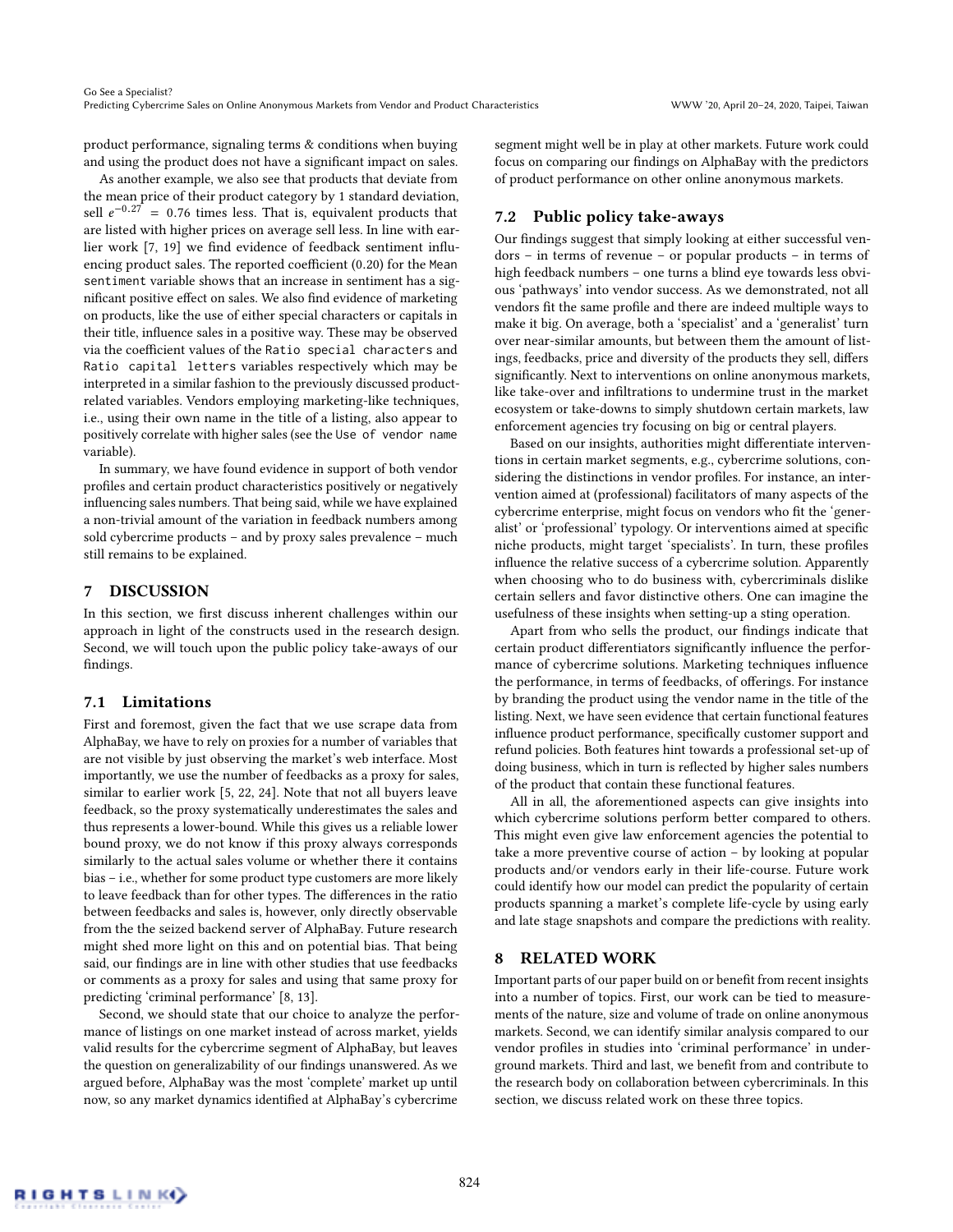product performance, signaling terms & conditions when buying and using the product does not have a significant impact on sales.

As another example, we also see that products that deviate from the mean price of their product category by 1 standard deviation, sell $e^{-0.27} = 0.76$ times less. That is, equivalent products that are listed with higher prices on average sell less. In line with earlier work [7, 19] we find evidence of feedback sentiment influencing product sales. The reported coefficient (0.20) for the `Mean sentiment` variable shows that an increase in sentiment has a significant positive effect on sales. We also find evidence of marketing on products, like the use of either special characters or capitals in their title, influence sales in a positive way. These may be observed via the coefficient values of the `Ratio special characters` and `Ratio capital letters` variables respectively which may be interpreted in a similar fashion to the previously discussed product-related variables. Vendors employing marketing-like techniques, i.e., using their own name in the title of a listing, also appear to positively correlate with higher sales (see the `Use of vendor name` variable).

In summary, we have found evidence in support of both vendor profiles and certain product characteristics positively or negatively influencing sales numbers. That being said, while we have explained a non-trivial amount of the variation in feedback numbers among sold cybercrime products – and by proxy sales prevalence – much still remains to be explained.

# 7 DISCUSSION

In this section, we first discuss inherent challenges within our approach in light of the constructs used in the research design. Second, we will touch upon the public policy take-aways of our findings.

## 7.1 Limitations

First and foremost, given the fact that we use scrape data from AlphaBay, we have to rely on proxies for a number of variables that are not visible by just observing the market's web interface. Most importantly, we use the number of feedbacks as a proxy for sales, similar to earlier work [5, 22, 24]. Note that not all buyers leave feedback, so the proxy systematically underestimates the sales and thus represents a lower-bound. While this gives us a reliable lower bound proxy, we do not know if this proxy always corresponds similarly to the actual sales volume or whether there it contains bias – i.e., whether for some product type customers are more likely to leave feedback than for other types. The differences in the ratio between feedbacks and sales is, however, only directly observable from the the seized backend server of AlphaBay. Future research might shed more light on this and on potential bias. That being said, our findings are in line with other studies that use feedbacks or comments as a proxy for sales and using that same proxy for predicting 'criminal performance' [8, 13].

Second, we should state that our choice to analyze the performance of listings on one market instead of across market, yields valid results for the cybercrime segment of AlphaBay, but leaves the question on generalizability of our findings unanswered. As we argued before, AlphaBay was the most 'complete' market up until now, so any market dynamics identified at AlphaBay's cybercrime segment might well be in play at other markets. Future work could focus on comparing our findings on AlphaBay with the predictors of product performance on other online anonymous markets.

## 7.2 Public policy take-aways

Our findings suggest that simply looking at either successful vendors – in terms of revenue – or popular products – in terms of high feedback numbers – one turns a blind eye towards less obvious 'pathways' into vendor success. As we demonstrated, not all vendors fit the same profile and there are indeed multiple ways to make it big. On average, both a 'specialist' and a 'generalist' turn over near-similar amounts, but between them the amount of listings, feedbacks, price and diversity of the products they sell, differs significantly. Next to interventions on online anonymous markets, like take-over and infiltrations to undermine trust in the market ecosystem or take-downs to simply shutdown certain markets, law enforcement agencies try focusing on big or central players.

Based on our insights, authorities might differentiate interventions in certain market segments, e.g., cybercrime solutions, considering the distinctions in vendor profiles. For instance, an intervention aimed at (professional) facilitators of many aspects of the cybercrime enterprise, might focus on vendors who fit the 'generalist' or 'professional' typology. Or interventions aimed at specific niche products, might target 'specialists'. In turn, these profiles influence the relative success of a cybercrime solution. Apparently when choosing who to do business with, cybercriminals dislike certain sellers and favor distinctive others. One can imagine the usefulness of these insights when setting-up a sting operation.

Apart from who sells the product, our findings indicate that certain product differentiators significantly influence the performance of cybercrime solutions. Marketing techniques influence the performance, in terms of feedbacks, of offerings. For instance by branding the product using the vendor name in the title of the listing. Next, we have seen evidence that certain functional features influence product performance, specifically customer support and refund policies. Both features hint towards a professional set-up of doing business, which in turn is reflected by higher sales numbers of the product that contain these functional features.

All in all, the aforementioned aspects can give insights into which cybercrime solutions perform better compared to others. This might even give law enforcement agencies the potential to take a more preventive course of action – by looking at popular products and/or vendors early in their life-course. Future work could identify how our model can predict the popularity of certain products spanning a market's complete life-cycle by using early and late stage snapshots and compare the predictions with reality.

# 8 RELATED WORK

Important parts of our paper build on or benefit from recent insights into a number of topics. First, our work can be tied to measurements of the nature, size and volume of trade on online anonymous markets. Second, we can identify similar analysis compared to our vendor profiles in studies into 'criminal performance' in underground markets. Third and last, we benefit from and contribute to the research body on collaboration between cybercriminals. In this section, we discuss related work on these three topics.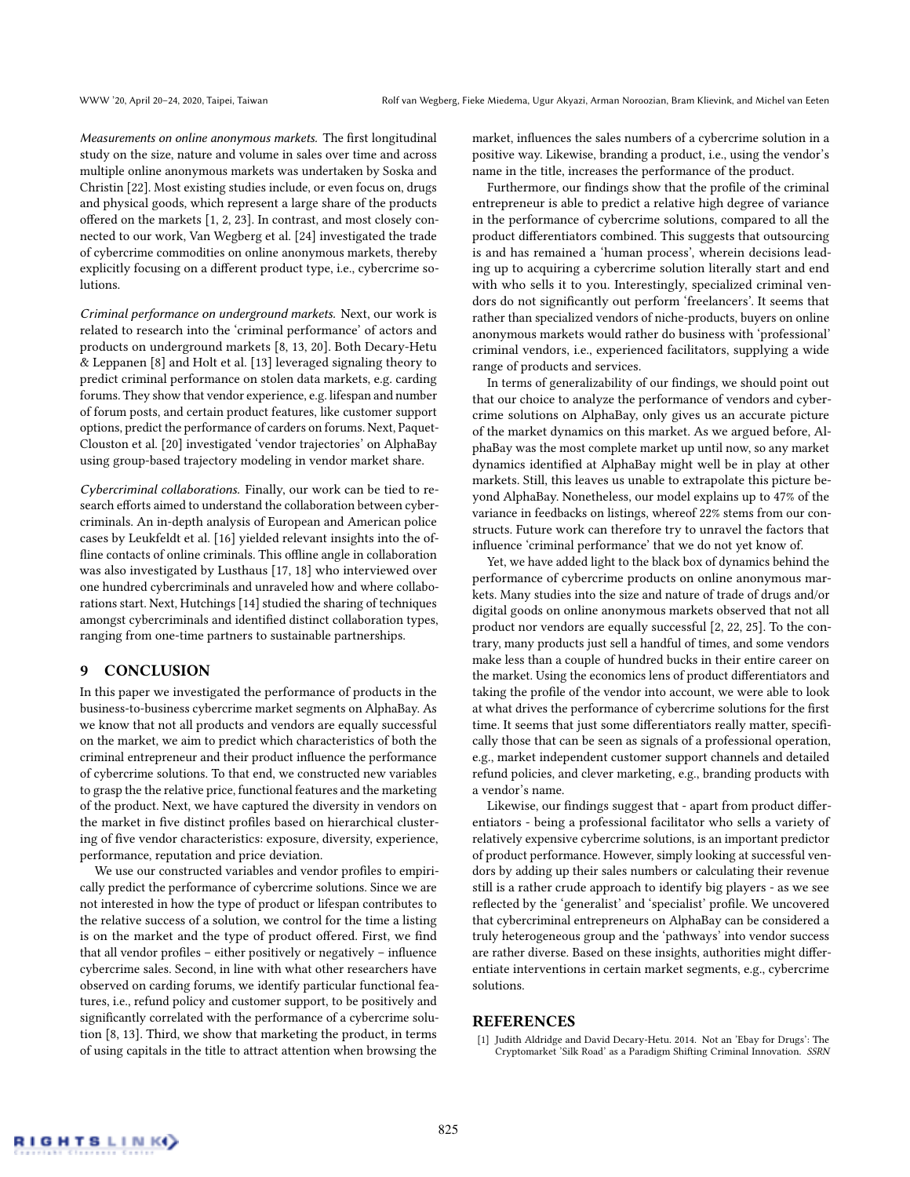*Measurements on online anonymous markets.* The first longitudinal study on the size, nature and volume in sales over time and across multiple online anonymous markets was undertaken by Soska and Christin [22]. Most existing studies include, or even focus on, drugs and physical goods, which represent a large share of the products offered on the markets [1, 2, 23]. In contrast, and most closely connected to our work, Van Wegberg et al. [24] investigated the trade of cybercrime commodities on online anonymous markets, thereby explicitly focusing on a different product type, i.e., cybercrime solutions.

*Criminal performance on underground markets.* Next, our work is related to research into the 'criminal performance' of actors and products on underground markets [8, 13, 20]. Both Decary-Hetu & Leppanen [8] and Holt et al. [13] leveraged signaling theory to predict criminal performance on stolen data markets, e.g. carding forums. They show that vendor experience, e.g. lifespan and number of forum posts, and certain product features, like customer support options, predict the performance of carders on forums. Next, Paquet-Clouston et al. [20] investigated 'vendor trajectories' on AlphaBay using group-based trajectory modeling in vendor market share.

*Cybercriminal collaborations.* Finally, our work can be tied to research efforts aimed to understand the collaboration between cybercriminals. An in-depth analysis of European and American police cases by Leukfeldt et al. [16] yielded relevant insights into the offline contacts of online criminals. This offline angle in collaboration was also investigated by Lusthaus [17, 18] who interviewed over one hundred cybercriminals and unraveled how and where collaborations start. Next, Hutchings [14] studied the sharing of techniques amongst cybercriminals and identified distinct collaboration types, ranging from one-time partners to sustainable partnerships.

## 9 CONCLUSION

In this paper we investigated the performance of products in the business-to-business cybercrime market segments on AlphaBay. As we know that not all products and vendors are equally successful on the market, we aim to predict which characteristics of both the criminal entrepreneur and their product influence the performance of cybercrime solutions. To that end, we constructed new variables to grasp the the relative price, functional features and the marketing of the product. Next, we have captured the diversity in vendors on the market in five distinct profiles based on hierarchical clustering of five vendor characteristics: exposure, diversity, experience, performance, reputation and price deviation.

We use our constructed variables and vendor profiles to empirically predict the performance of cybercrime solutions. Since we are not interested in how the type of product or lifespan contributes to the relative success of a solution, we control for the time a listing is on the market and the type of product offered. First, we find that all vendor profiles – either positively or negatively – influence cybercrime sales. Second, in line with what other researchers have observed on carding forums, we identify particular functional features, i.e., refund policy and customer support, to be positively and significantly correlated with the performance of a cybercrime solution [8, 13]. Third, we show that marketing the product, in terms of using capitals in the title to attract attention when browsing the market, influences the sales numbers of a cybercrime solution in a positive way. Likewise, branding a product, i.e., using the vendor's name in the title, increases the performance of the product.

Furthermore, our findings show that the profile of the criminal entrepreneur is able to predict a relative high degree of variance in the performance of cybercrime solutions, compared to all the product differentiators combined. This suggests that outsourcing is and has remained a 'human process', wherein decisions leading up to acquiring a cybercrime solution literally start and end with who sells it to you. Interestingly, specialized criminal vendors do not significantly out perform 'freelancers'. It seems that rather than specialized vendors of niche-products, buyers on online anonymous markets would rather do business with 'professional' criminal vendors, i.e., experienced facilitators, supplying a wide range of products and services.

In terms of generalizability of our findings, we should point out that our choice to analyze the performance of vendors and cybercrime solutions on AlphaBay, only gives us an accurate picture of the market dynamics on this market. As we argued before, AlphaBay was the most complete market up until now, so any market dynamics identified at AlphaBay might well be in play at other markets. Still, this leaves us unable to extrapolate this picture beyond AlphaBay. Nonetheless, our model explains up to 47% of the variance in feedbacks on listings, whereof 22% stems from our constructs. Future work can therefore try to unravel the factors that influence 'criminal performance' that we do not yet know of.

Yet, we have added light to the black box of dynamics behind the performance of cybercrime products on online anonymous markets. Many studies into the size and nature of trade of drugs and/or digital goods on online anonymous markets observed that not all product nor vendors are equally successful [2, 22, 25]. To the contrary, many products just sell a handful of times, and some vendors make less than a couple of hundred bucks in their entire career on the market. Using the economics lens of product differentiators and taking the profile of the vendor into account, we were able to look at what drives the performance of cybercrime solutions for the first time. It seems that just some differentiators really matter, specifically those that can be seen as signals of a professional operation, e.g., market independent customer support channels and detailed refund policies, and clever marketing, e.g., branding products with a vendor's name.

Likewise, our findings suggest that - apart from product differentiators - being a professional facilitator who sells a variety of relatively expensive cybercrime solutions, is an important predictor of product performance. However, simply looking at successful vendors by adding up their sales numbers or calculating their revenue still is a rather crude approach to identify big players - as we see reflected by the 'generalist' and 'specialist' profile. We uncovered that cybercriminal entrepreneurs on AlphaBay can be considered a truly heterogeneous group and the 'pathways' into vendor success are rather diverse. Based on these insights, authorities might differentiate interventions in certain market segments, e.g., cybercrime solutions.

## REFERENCES

[1] Judith Aldridge and David Decary-Hetu. 2014. Not an 'Ebay for Drugs': The Cryptomarket 'Silk Road' as a Paradigm Shifting Criminal Innovation. *SSRN*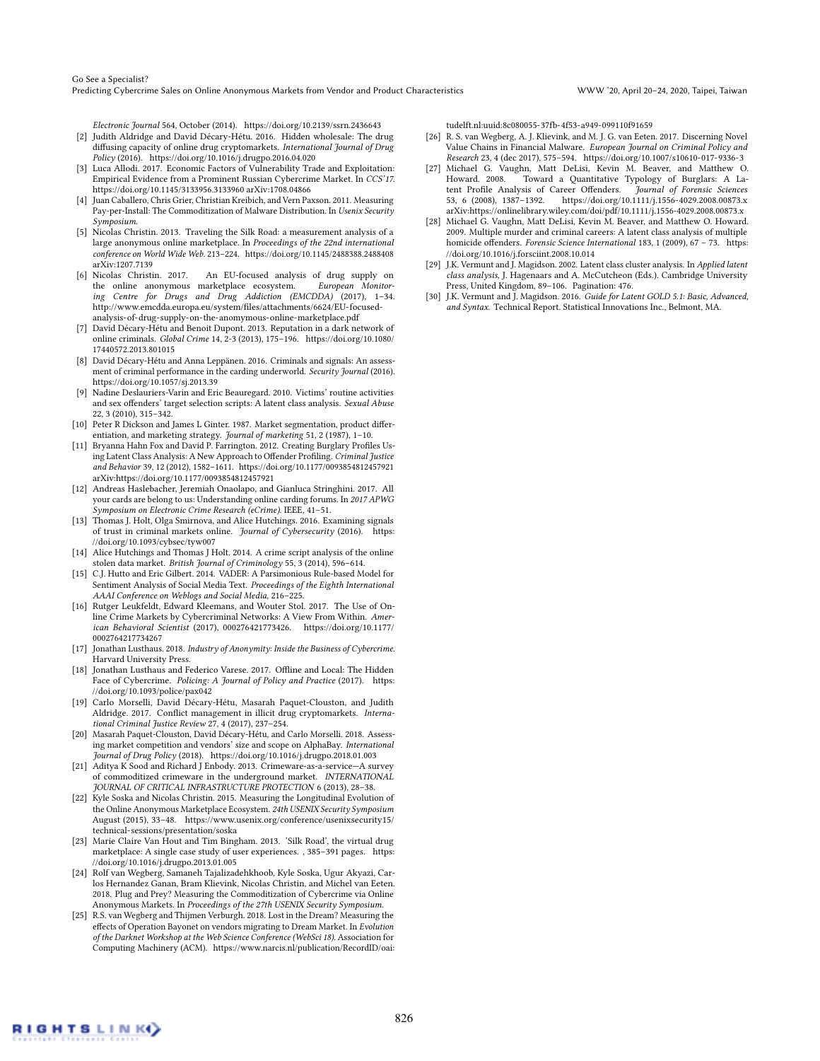*Electronic Journal* 564, October (2014). https://doi.org/10.2139/ssrn.2436643

[2] Judith Aldridge and David Décary-Hétu. 2016. Hidden wholesale: The drug diffusing capacity of online drug cryptomarkets. *International Journal of Drug Policy* (2016). https://doi.org/10.1016/j.drugpo.2016.04.020

[3] Luca Allodi. 2017. Economic Factors of Vulnerability Trade and Exploitation: Empirical Evidence from a Prominent Russian Cybercrime Market. In *CCS'17*. https://doi.org/10.1145/3133956.3133960 arXiv:1708.04866

[4] Juan Caballero, Chris Grier, Christian Kreibich, and Vern Paxson. 2011. Measuring Pay-per-Install: The Commoditization of Malware Distribution. In *Usenix Security Symposium*.

[5] Nicolas Christin. 2013. Traveling the Silk Road: a measurement analysis of a large anonymous online marketplace. In *Proceedings of the 22nd international conference on World Wide Web*. 213–224. https://doi.org/10.1145/2488388.2488408 arXiv:1207.7139

[6] Nicolas Christin. 2017. An EU-focused analysis of drug supply on the online anonymous marketplace ecosystem. *European Monitoring Centre for Drugs and Drug Addiction (EMCDDA)* (2017), 1–34. http://www.emcdda.europa.eu/system/files/attachments/6624/EU-focused-analysis-of-drug-supply-on-the-anomymous-online-marketplace.pdf

[7] David Décary-Hétu and Benoit Dupont. 2013. Reputation in a dark network of online criminals. *Global Crime* 14, 2-3 (2013), 175–196. https://doi.org/10.1080/17440572.2013.801015

[8] David Décary-Hétu and Anna Leppänen. 2016. Criminals and signals: An assessment of criminal performance in the carding underworld. *Security Journal* (2016). https://doi.org/10.1057/sj.2013.39

[9] Nadine Deslauriers-Varin and Eric Beauregard. 2010. Victims' routine activities and sex offenders' target selection scripts: A latent class analysis. *Sexual Abuse* 22, 3 (2010), 315–342.

[10] Peter R Dickson and James L Ginter. 1987. Market segmentation, product differentiation, and marketing strategy. *Journal of marketing* 51, 2 (1987), 1–10.

[11] Bryanna Hahn Fox and David P. Farrington. 2012. Creating Burglary Profiles Using Latent Class Analysis: A New Approach to Offender Profiling. *Criminal Justice and Behavior* 39, 12 (2012), 1582–1611. https://doi.org/10.1177/0093854812457921 arXiv:https://doi.org/10.1177/0093854812457921

[12] Andreas Haslebacher, Jeremiah Onaolapo, and Gianluca Stringhini. 2017. All your cards are belong to us: Understanding online carding forums. In *2017 APWG Symposium on Electronic Crime Research (eCrime)*. IEEE, 41–51.

[13] Thomas J. Holt, Olga Smirnova, and Alice Hutchings. 2016. Examining signals of trust in criminal markets online. *Journal of Cybersecurity* (2016). https://doi.org/10.1093/cybsec/tyw007

[14] Alice Hutchings and Thomas J Holt. 2014. A crime script analysis of the online stolen data market. *British Journal of Criminology* 55, 3 (2014), 596–614.

[15] C.J. Hutto and Eric Gilbert. 2014. VADER: A Parsimonious Rule-based Model for Sentiment Analysis of Social Media Text. *Proceedings of the Eighth International AAAI Conference on Weblogs and Social Media*, 216–225.

[16] Rutger Leukfeldt, Edward Kleemans, and Wouter Stol. 2017. The Use of Online Crime Markets by Cybercriminal Networks: A View From Within. *American Behavioral Scientist* (2017), 000276421773426. https://doi.org/10.1177/0002764217734267

[17] Jonathan Lusthaus. 2018. *Industry of Anonymity: Inside the Business of Cybercrime.* Harvard University Press.

[18] Jonathan Lusthaus and Federico Varese. 2017. Offline and Local: The Hidden Face of Cybercrime. *Policing: A Journal of Policy and Practice* (2017). https://doi.org/10.1093/police/pax042

[19] Carlo Morselli, David Décary-Hétu, Masarah Paquet-Clouston, and Judith Aldridge. 2017. Conflict management in illicit drug cryptomarkets. *International Criminal Justice Review* 27, 4 (2017), 237–254.

[20] Masarah Paquet-Clouston, David Décary-Hétu, and Carlo Morselli. 2018. Assessing market competition and vendors' size and scope on AlphaBay. *International Journal of Drug Policy* (2018). https://doi.org/10.1016/j.drugpo.2018.01.003

[21] Aditya K Sood and Richard J Enbody. 2013. Crimeware-as-a-service—A survey of commoditized crimeware in the underground market. *INTERNATIONAL JOURNAL OF CRITICAL INFRASTRUCTURE PROTECTION* 6 (2013), 28–38.

[22] Kyle Soska and Nicolas Christin. 2015. Measuring the Longitudinal Evolution of the Online Anonymous Marketplace Ecosystem. *24th USENIX Security Symposium* August (2015), 33–48. https://www.usenix.org/conference/usenixsecurity15/technical-sessions/presentation/soska

[23] Marie Claire Van Hout and Tim Bingham. 2013. 'Silk Road', the virtual drug marketplace: A single case study of user experiences. , 385–391 pages. https://doi.org/10.1016/j.drugpo.2013.01.005

[24] Rolf van Wegberg, Samaneh Tajalizadehkhoob, Kyle Soska, Ugur Akyazi, Carlos Hernandez Ganan, Bram Klievink, Nicolas Christin, and Michel van Eeten. 2018. Plug and Prey? Measuring the Commoditization of Cybercrime via Online Anonymous Markets. In *Proceedings of the 27th USENIX Security Symposium.*

[25] R.S. van Wegberg and Thijmen Verburgh. 2018. Lost in the Dream? Measuring the effects of Operation Bayonet on vendors migrating to Dream Market. In *Evolution of the Darknet Workshop at the Web Science Conference (WebSci 18)*. Association for Computing Machinery (ACM). https://www.narcis.nl/publication/RecordID/oai:tudelft.nl:uuid:8c080055-37fb-4f53-a949-099110f91659

[26] R. S. van Wegberg, A. J. Klievink, and M. J. G. van Eeten. 2017. Discerning Novel Value Chains in Financial Malware. *European Journal on Criminal Policy and Research* 23, 4 (dec 2017), 575–594. https://doi.org/10.1007/s10610-017-9336-3

[27] Michael G. Vaughn, Matt DeLisi, Kevin M. Beaver, and Matthew O. Howard. 2008. Toward a Quantitative Typology of Burglars: A Latent Profile Analysis of Career Offenders. *Journal of Forensic Sciences* 53, 6 (2008), 1387–1392. https://doi.org/10.1111/j.1556-4029.2008.00873.x arXiv:https://onlinelibrary.wiley.com/doi/pdf/10.1111/j.1556-4029.2008.00873.x

[28] Michael G. Vaughn, Matt DeLisi, Kevin M. Beaver, and Matthew O. Howard. 2009. Multiple murder and criminal careers: A latent class analysis of multiple homicide offenders. *Forensic Science International* 183, 1 (2009), 67 – 73. https://doi.org/10.1016/j.forsciint.2008.10.014

[29] J.K. Vermunt and J. Magidson. 2002. Latent class cluster analysis. In *Applied latent class analysis*, J. Hagenaars and A. McCutcheon (Eds.). Cambridge University Press, United Kingdom, 89–106. Pagination: 476.

[30] J.K. Vermunt and J. Magidson. 2016. *Guide for Latent GOLD 5.1: Basic, Advanced, and Syntax.* Technical Report. Statistical Innovations Inc., Belmont, MA.